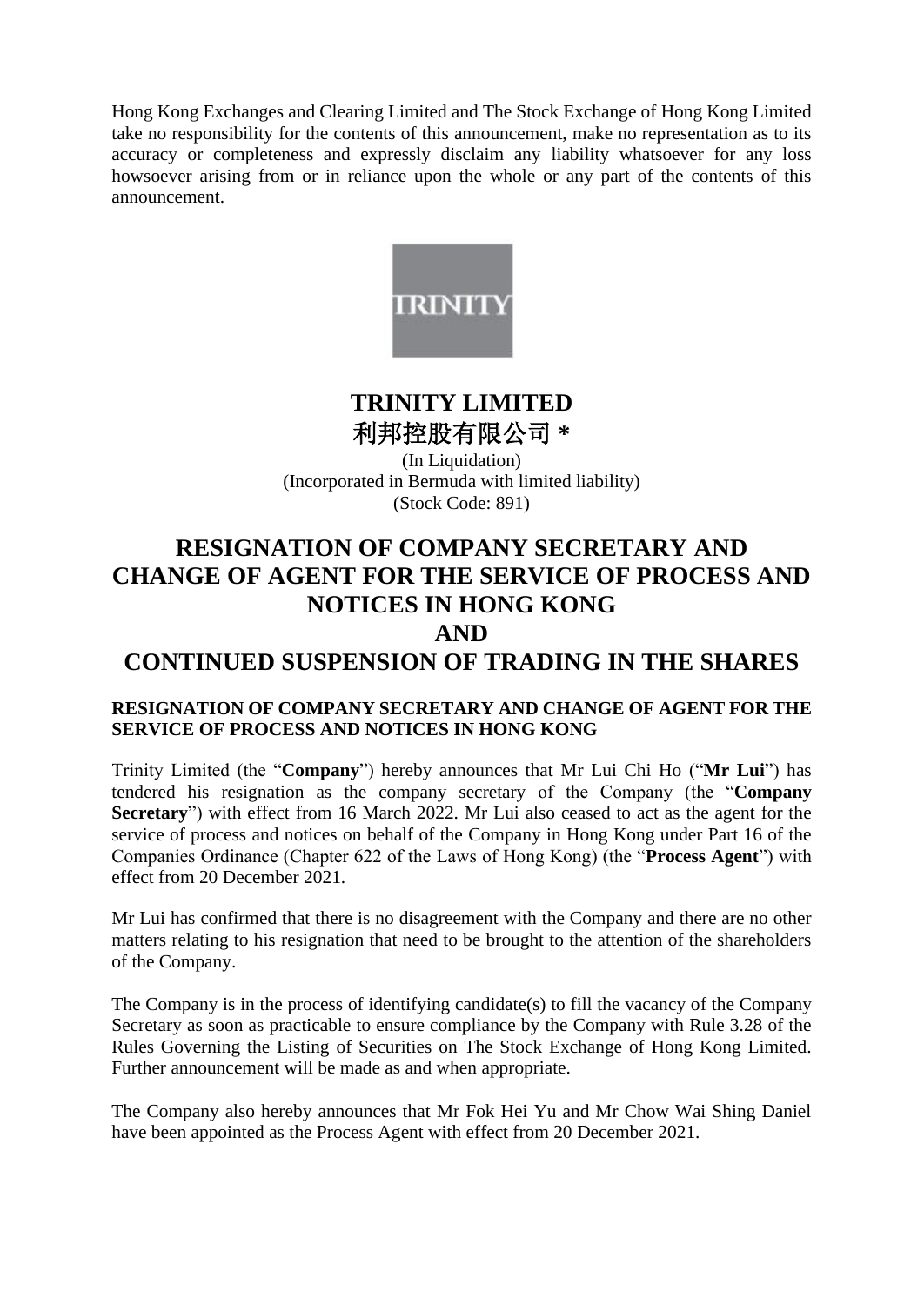Hong Kong Exchanges and Clearing Limited and The Stock Exchange of Hong Kong Limited take no responsibility for the contents of this announcement, make no representation as to its accuracy or completeness and expressly disclaim any liability whatsoever for any loss howsoever arising from or in reliance upon the whole or any part of the contents of this announcement.

# TRINITY LIMITED
# 利邦控股有限公司 *

(In Liquidation)
(Incorporated in Bermuda with limited liability)
(Stock Code: 891)

# RESIGNATION OF COMPANY SECRETARY AND CHANGE OF AGENT FOR THE SERVICE OF PROCESS AND NOTICES IN HONG KONG AND CONTINUED SUSPENSION OF TRADING IN THE SHARES

## RESIGNATION OF COMPANY SECRETARY AND CHANGE OF AGENT FOR THE SERVICE OF PROCESS AND NOTICES IN HONG KONG

Trinity Limited (the "**Company**") hereby announces that Mr Lui Chi Ho ("**Mr Lui**") has tendered his resignation as the company secretary of the Company (the "**Company Secretary**") with effect from 16 March 2022. Mr Lui also ceased to act as the agent for the service of process and notices on behalf of the Company in Hong Kong under Part 16 of the Companies Ordinance (Chapter 622 of the Laws of Hong Kong) (the "**Process Agent**") with effect from 20 December 2021.

Mr Lui has confirmed that there is no disagreement with the Company and there are no other matters relating to his resignation that need to be brought to the attention of the shareholders of the Company.

The Company is in the process of identifying candidate(s) to fill the vacancy of the Company Secretary as soon as practicable to ensure compliance by the Company with Rule 3.28 of the Rules Governing the Listing of Securities on The Stock Exchange of Hong Kong Limited. Further announcement will be made as and when appropriate.

The Company also hereby announces that Mr Fok Hei Yu and Mr Chow Wai Shing Daniel have been appointed as the Process Agent with effect from 20 December 2021.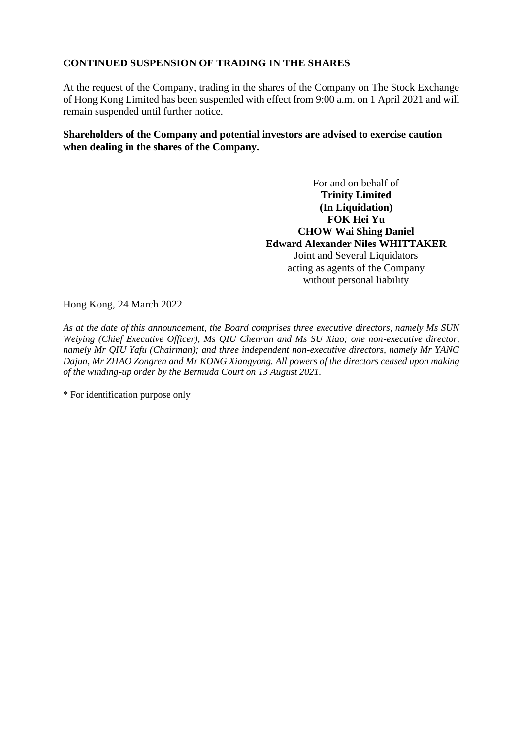## CONTINUED SUSPENSION OF TRADING IN THE SHARES

At the request of the Company, trading in the shares of the Company on The Stock Exchange of Hong Kong Limited has been suspended with effect from 9:00 a.m. on 1 April 2021 and will remain suspended until further notice.

**Shareholders of the Company and potential investors are advised to exercise caution when dealing in the shares of the Company.**

For and on behalf of
**Trinity Limited**
**(In Liquidation)**
**FOK Hei Yu**
**CHOW Wai Shing Daniel**
**Edward Alexander Niles WHITTAKER**
Joint and Several Liquidators
acting as agents of the Company
without personal liability

Hong Kong, 24 March 2022

*As at the date of this announcement, the Board comprises three executive directors, namely Ms SUN Weiying (Chief Executive Officer), Ms QIU Chenran and Ms SU Xiao; one non-executive director, namely Mr QIU Yafu (Chairman); and three independent non-executive directors, namely Mr YANG Dajun, Mr ZHAO Zongren and Mr KONG Xiangyong. All powers of the directors ceased upon making of the winding-up order by the Bermuda Court on 13 August 2021.*

* For identification purpose only